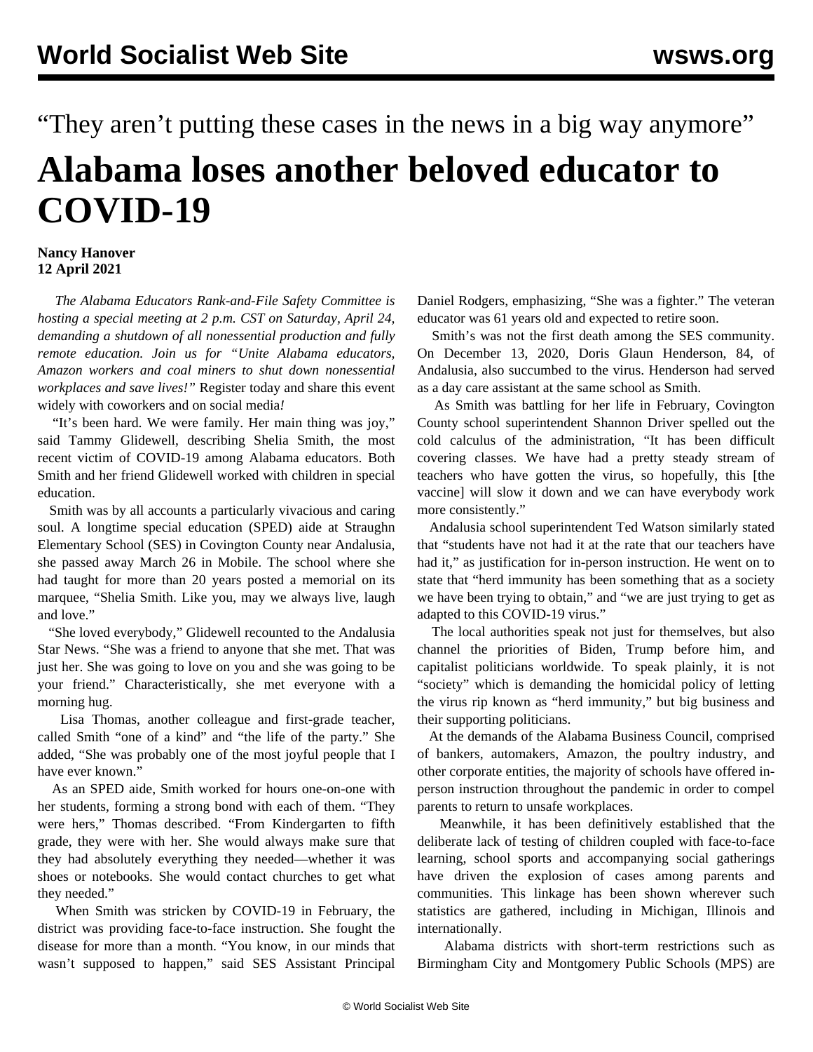“They aren’t putting these cases in the news in a big way anymore”

# Alabama loses another beloved educator to COVID-19

**Nancy Hanover**
**12 April 2021**

*The Alabama Educators Rank-and-File Safety Committee is hosting a special meeting at 2 p.m. CST on Saturday, April 24, demanding a shutdown of all nonessential production and fully remote education. Join us for “Unite Alabama educators, Amazon workers and coal miners to shut down nonessential workplaces and save lives!”* Register today and share this event widely with coworkers and on social media*!*

“It’s been hard. We were family. Her main thing was joy,” said Tammy Glidewell, describing Shelia Smith, the most recent victim of COVID-19 among Alabama educators. Both Smith and her friend Glidewell worked with children in special education.

Smith was by all accounts a particularly vivacious and caring soul. A longtime special education (SPED) aide at Straughn Elementary School (SES) in Covington County near Andalusia, she passed away March 26 in Mobile. The school where she had taught for more than 20 years posted a memorial on its marquee, “Shelia Smith. Like you, may we always live, laugh and love.”

“She loved everybody,” Glidewell recounted to the Andalusia Star News. “She was a friend to anyone that she met. That was just her. She was going to love on you and she was going to be your friend.” Characteristically, she met everyone with a morning hug.

Lisa Thomas, another colleague and first-grade teacher, called Smith “one of a kind” and “the life of the party.” She added, “She was probably one of the most joyful people that I have ever known.”

As an SPED aide, Smith worked for hours one-on-one with her students, forming a strong bond with each of them. “They were hers,” Thomas described. “From Kindergarten to fifth grade, they were with her. She would always make sure that they had absolutely everything they needed—whether it was shoes or notebooks. She would contact churches to get what they needed.”

When Smith was stricken by COVID-19 in February, the district was providing face-to-face instruction. She fought the disease for more than a month. “You know, in our minds that wasn’t supposed to happen,” said SES Assistant Principal Daniel Rodgers, emphasizing, “She was a fighter.” The veteran educator was 61 years old and expected to retire soon.

Smith’s was not the first death among the SES community. On December 13, 2020, Doris Glaun Henderson, 84, of Andalusia, also succumbed to the virus. Henderson had served as a day care assistant at the same school as Smith.

As Smith was battling for her life in February, Covington County school superintendent Shannon Driver spelled out the cold calculus of the administration, “It has been difficult covering classes. We have had a pretty steady stream of teachers who have gotten the virus, so hopefully, this [the vaccine] will slow it down and we can have everybody work more consistently.”

Andalusia school superintendent Ted Watson similarly stated that “students have not had it at the rate that our teachers have had it,” as justification for in-person instruction. He went on to state that “herd immunity has been something that as a society we have been trying to obtain,” and “we are just trying to get as adapted to this COVID-19 virus.”

The local authorities speak not just for themselves, but also channel the priorities of Biden, Trump before him, and capitalist politicians worldwide. To speak plainly, it is not “society” which is demanding the homicidal policy of letting the virus rip known as “herd immunity,” but big business and their supporting politicians.

At the demands of the Alabama Business Council, comprised of bankers, automakers, Amazon, the poultry industry, and other corporate entities, the majority of schools have offered in-person instruction throughout the pandemic in order to compel parents to return to unsafe workplaces.

Meanwhile, it has been definitively established that the deliberate lack of testing of children coupled with face-to-face learning, school sports and accompanying social gatherings have driven the explosion of cases among parents and communities. This linkage has been shown wherever such statistics are gathered, including in Michigan, Illinois and internationally.

Alabama districts with short-term restrictions such as Birmingham City and Montgomery Public Schools (MPS) are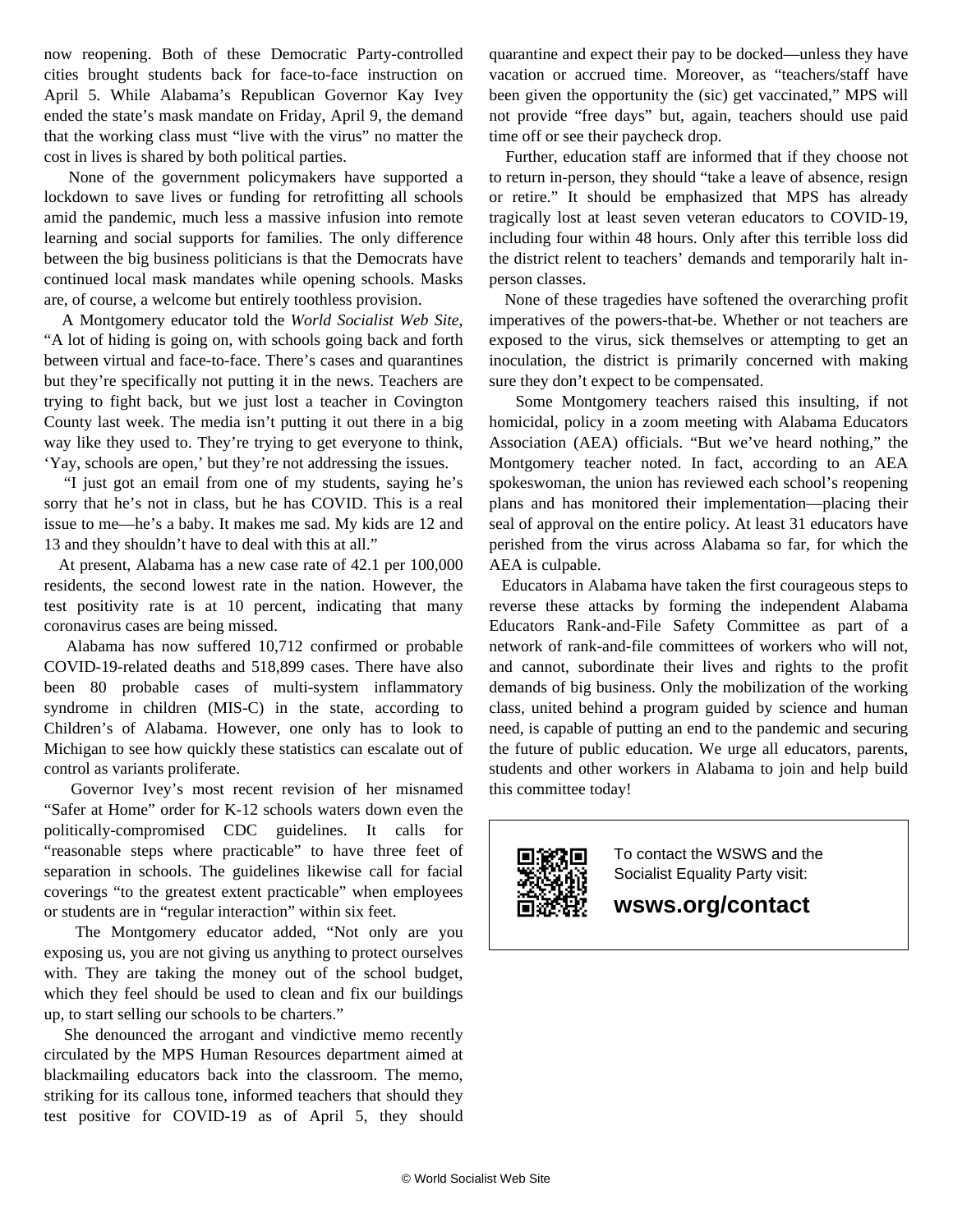now reopening. Both of these Democratic Party-controlled cities brought students back for face-to-face instruction on April 5. While Alabama's Republican Governor Kay Ivey ended the state's mask mandate on Friday, April 9, the demand that the working class must "live with the virus" no matter the cost in lives is shared by both political parties.

None of the government policymakers have supported a lockdown to save lives or funding for retrofitting all schools amid the pandemic, much less a massive infusion into remote learning and social supports for families. The only difference between the big business politicians is that the Democrats have continued local mask mandates while opening schools. Masks are, of course, a welcome but entirely toothless provision.

A Montgomery educator told the *World Socialist Web Site*, "A lot of hiding is going on, with schools going back and forth between virtual and face-to-face. There's cases and quarantines but they're specifically not putting it in the news. Teachers are trying to fight back, but we just lost a teacher in Covington County last week. The media isn't putting it out there in a big way like they used to. They're trying to get everyone to think, 'Yay, schools are open,' but they're not addressing the issues.

"I just got an email from one of my students, saying he's sorry that he's not in class, but he has COVID. This is a real issue to me—he's a baby. It makes me sad. My kids are 12 and 13 and they shouldn't have to deal with this at all."

At present, Alabama has a new case rate of 42.1 per 100,000 residents, the second lowest rate in the nation. However, the test positivity rate is at 10 percent, indicating that many coronavirus cases are being missed.

Alabama has now suffered 10,712 confirmed or probable COVID-19-related deaths and 518,899 cases. There have also been 80 probable cases of multi-system inflammatory syndrome in children (MIS-C) in the state, according to Children's of Alabama. However, one only has to look to Michigan to see how quickly these statistics can escalate out of control as variants proliferate.

Governor Ivey's most recent revision of her misnamed "Safer at Home" order for K-12 schools waters down even the politically-compromised CDC guidelines. It calls for "reasonable steps where practicable" to have three feet of separation in schools. The guidelines likewise call for facial coverings "to the greatest extent practicable" when employees or students are in "regular interaction" within six feet.

The Montgomery educator added, "Not only are you exposing us, you are not giving us anything to protect ourselves with. They are taking the money out of the school budget, which they feel should be used to clean and fix our buildings up, to start selling our schools to be charters."

She denounced the arrogant and vindictive memo recently circulated by the MPS Human Resources department aimed at blackmailing educators back into the classroom. The memo, striking for its callous tone, informed teachers that should they test positive for COVID-19 as of April 5, they should quarantine and expect their pay to be docked—unless they have vacation or accrued time. Moreover, as "teachers/staff have been given the opportunity the (sic) get vaccinated," MPS will not provide "free days" but, again, teachers should use paid time off or see their paycheck drop.

Further, education staff are informed that if they choose not to return in-person, they should "take a leave of absence, resign or retire." It should be emphasized that MPS has already tragically lost at least seven veteran educators to COVID-19, including four within 48 hours. Only after this terrible loss did the district relent to teachers' demands and temporarily halt in-person classes.

None of these tragedies have softened the overarching profit imperatives of the powers-that-be. Whether or not teachers are exposed to the virus, sick themselves or attempting to get an inoculation, the district is primarily concerned with making sure they don't expect to be compensated.

Some Montgomery teachers raised this insulting, if not homicidal, policy in a zoom meeting with Alabama Educators Association (AEA) officials. "But we've heard nothing," the Montgomery teacher noted. In fact, according to an AEA spokeswoman, the union has reviewed each school's reopening plans and has monitored their implementation—placing their seal of approval on the entire policy. At least 31 educators have perished from the virus across Alabama so far, for which the AEA is culpable.

Educators in Alabama have taken the first courageous steps to reverse these attacks by forming the independent Alabama Educators Rank-and-File Safety Committee as part of a network of rank-and-file committees of workers who will not, and cannot, subordinate their lives and rights to the profit demands of big business. Only the mobilization of the working class, united behind a program guided by science and human need, is capable of putting an end to the pandemic and securing the future of public education. We urge all educators, parents, students and other workers in Alabama to join and help build this committee today!

To contact the WSWS and the Socialist Equality Party visit:

**wsws.org/contact**